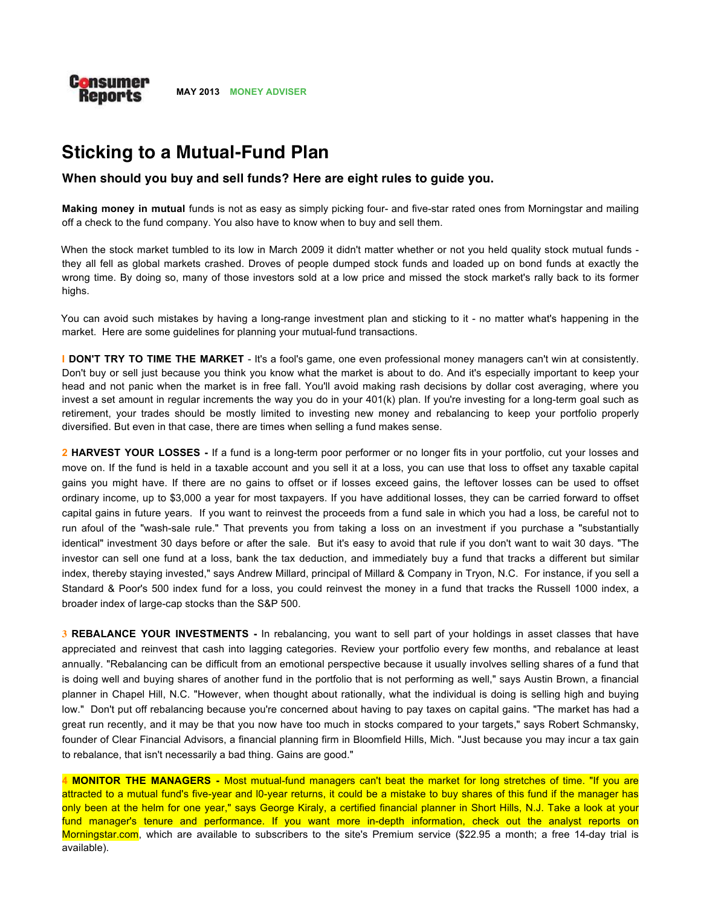Consumer Reports MAY 2013 MONEY ADVISER

# Sticking to a Mutual-Fund Plan

### When should you buy and sell funds? Here are eight rules to guide you.

**Making money in mutual** funds is not as easy as simply picking four- and five-star rated ones from Morningstar and mailing off a check to the fund company. You also have to know when to buy and sell them.

When the stock market tumbled to its low in March 2009 it didn't matter whether or not you held quality stock mutual funds - they all fell as global markets crashed. Droves of people dumped stock funds and loaded up on bond funds at exactly the wrong time. By doing so, many of those investors sold at a low price and missed the stock market's rally back to its former highs.

You can avoid such mistakes by having a long-range investment plan and sticking to it - no matter what's happening in the market. Here are some guidelines for planning your mutual-fund transactions.

**I DON'T TRY TO TIME THE MARKET** - It's a fool's game, one even professional money managers can't win at consistently. Don't buy or sell just because you think you know what the market is about to do. And it's especially important to keep your head and not panic when the market is in free fall. You'll avoid making rash decisions by dollar cost averaging, where you invest a set amount in regular increments the way you do in your 401(k) plan. If you're investing for a long-term goal such as retirement, your trades should be mostly limited to investing new money and rebalancing to keep your portfolio properly diversified. But even in that case, there are times when selling a fund makes sense.

**2 HARVEST YOUR LOSSES -** If a fund is a long-term poor performer or no longer fits in your portfolio, cut your losses and move on. If the fund is held in a taxable account and you sell it at a loss, you can use that loss to offset any taxable capital gains you might have. If there are no gains to offset or if losses exceed gains, the leftover losses can be used to offset ordinary income, up to $3,000 a year for most taxpayers. If you have additional losses, they can be carried forward to offset capital gains in future years. If you want to reinvest the proceeds from a fund sale in which you had a loss, be careful not to run afoul of the "wash-sale rule." That prevents you from taking a loss on an investment if you purchase a "substantially identical" investment 30 days before or after the sale. But it's easy to avoid that rule if you don't want to wait 30 days. "The investor can sell one fund at a loss, bank the tax deduction, and immediately buy a fund that tracks a different but similar index, thereby staying invested," says Andrew Millard, principal of Millard & Company in Tryon, N.C. For instance, if you sell a Standard & Poor's 500 index fund for a loss, you could reinvest the money in a fund that tracks the Russell 1000 index, a broader index of large-cap stocks than the S&P 500.

**3 REBALANCE YOUR INVESTMENTS -** In rebalancing, you want to sell part of your holdings in asset classes that have appreciated and reinvest that cash into lagging categories. Review your portfolio every few months, and rebalance at least annually. "Rebalancing can be difficult from an emotional perspective because it usually involves selling shares of a fund that is doing well and buying shares of another fund in the portfolio that is not performing as well," says Austin Brown, a financial planner in Chapel Hill, N.C. "However, when thought about rationally, what the individual is doing is selling high and buying low." Don't put off rebalancing because you're concerned about having to pay taxes on capital gains. "The market has had a great run recently, and it may be that you now have too much in stocks compared to your targets," says Robert Schmansky, founder of Clear Financial Advisors, a financial planning firm in Bloomfield Hills, Mich. "Just because you may incur a tax gain to rebalance, that isn't necessarily a bad thing. Gains are good."

**4 MONITOR THE MANAGERS -** Most mutual-fund managers can't beat the market for long stretches of time. "If you are attracted to a mutual fund's five-year and l0-year returns, it could be a mistake to buy shares of this fund if the manager has only been at the helm for one year," says George Kiraly, a certified financial planner in Short Hills, N.J. Take a look at your fund manager's tenure and performance. If you want more in-depth information, check out the analyst reports on Morningstar.com, which are available to subscribers to the site's Premium service ($22.95 a month; a free 14-day trial is available).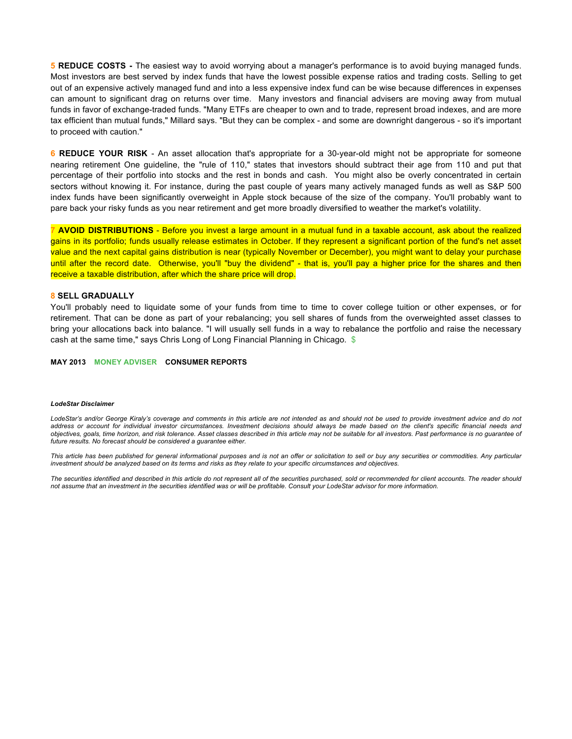**5 REDUCE COSTS -** The easiest way to avoid worrying about a manager's performance is to avoid buying managed funds. Most investors are best served by index funds that have the lowest possible expense ratios and trading costs. Selling to get out of an expensive actively managed fund and into a less expensive index fund can be wise because differences in expenses can amount to significant drag on returns over time. Many investors and financial advisers are moving away from mutual funds in favor of exchange-traded funds. "Many ETFs are cheaper to own and to trade, represent broad indexes, and are more tax efficient than mutual funds," Millard says. "But they can be complex - and some are downright dangerous - so it's important to proceed with caution."

**6 REDUCE YOUR RISK** - An asset allocation that's appropriate for a 30-year-old might not be appropriate for someone nearing retirement One guideline, the "rule of 110," states that investors should subtract their age from 110 and put that percentage of their portfolio into stocks and the rest in bonds and cash. You might also be overly concentrated in certain sectors without knowing it. For instance, during the past couple of years many actively managed funds as well as S&P 500 index funds have been significantly overweight in Apple stock because of the size of the company. You'll probably want to pare back your risky funds as you near retirement and get more broadly diversified to weather the market's volatility.

**7 AVOID DISTRIBUTIONS** - Before you invest a large amount in a mutual fund in a taxable account, ask about the realized gains in its portfolio; funds usually release estimates in October. If they represent a significant portion of the fund's net asset value and the next capital gains distribution is near (typically November or December), you might want to delay your purchase until after the record date. Otherwise, you'll "buy the dividend" - that is, you'll pay a higher price for the shares and then receive a taxable distribution, after which the share price will drop.

**8 SELL GRADUALLY**

You'll probably need to liquidate some of your funds from time to time to cover college tuition or other expenses, or for retirement. That can be done as part of your rebalancing; you sell shares of funds from the overweighted asset classes to bring your allocations back into balance. "I will usually sell funds in a way to rebalance the portfolio and raise the necessary cash at the same time," says Chris Long of Long Financial Planning in Chicago. $

**MAY 2013 MONEY ADVISER CONSUMER REPORTS**

***LodeStar Disclaimer***

*LodeStar's and/or George Kiraly's coverage and comments in this article are not intended as and should not be used to provide investment advice and do not address or account for individual investor circumstances. Investment decisions should always be made based on the client's specific financial needs and objectives, goals, time horizon, and risk tolerance. Asset classes described in this article may not be suitable for all investors. Past performance is no guarantee of future results. No forecast should be considered a guarantee either.*

*This article has been published for general informational purposes and is not an offer or solicitation to sell or buy any securities or commodities. Any particular investment should be analyzed based on its terms and risks as they relate to your specific circumstances and objectives.*

*The securities identified and described in this article do not represent all of the securities purchased, sold or recommended for client accounts. The reader should not assume that an investment in the securities identified was or will be profitable. Consult your LodeStar advisor for more information.*